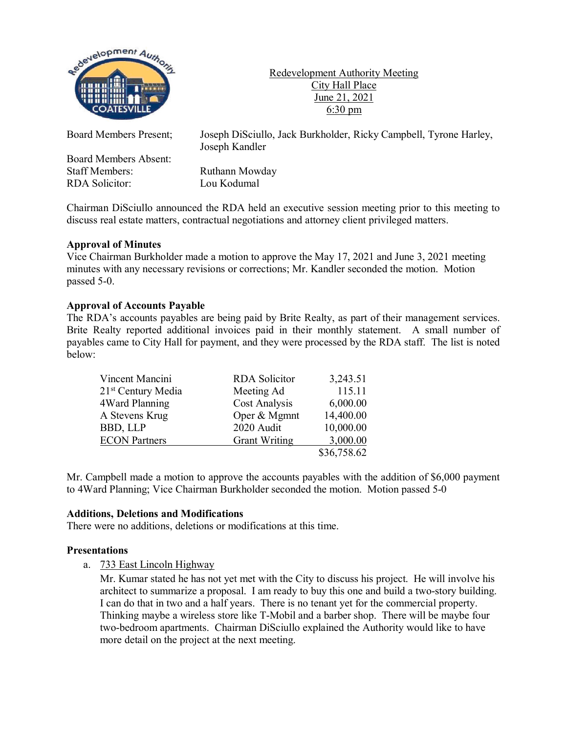Redevelopment Authority Meeting
City Hall Place
June 21, 2021
6:30 pm

Board Members Present; Joseph DiSciullo, Jack Burkholder, Ricky Campbell, Tyrone Harley, Joseph Kandler

Board Members Absent:
Staff Members: Ruthann Mowday
RDA Solicitor: Lou Kodumal

Chairman DiSciullo announced the RDA held an executive session meeting prior to this meeting to discuss real estate matters, contractual negotiations and attorney client privileged matters.

**Approval of Minutes**
Vice Chairman Burkholder made a motion to approve the May 17, 2021 and June 3, 2021 meeting minutes with any necessary revisions or corrections; Mr. Kandler seconded the motion. Motion passed 5-0.

**Approval of Accounts Payable**
The RDA's accounts payables are being paid by Brite Realty, as part of their management services. Brite Realty reported additional invoices paid in their monthly statement. A small number of payables came to City Hall for payment, and they were processed by the RDA staff. The list is noted below:

| | | |
|---|---|---|
| Vincent Mancini | RDA Solicitor | 3,243.51 |
| 21st Century Media | Meeting Ad | 115.11 |
| 4Ward Planning | Cost Analysis | 6,000.00 |
| A Stevens Krug | Oper & Mgmnt | 14,400.00 |
| BBD, LLP | 2020 Audit | 10,000.00 |
| ECON Partners | Grant Writing | 3,000.00 |
| | | $36,758.62 |

Mr. Campbell made a motion to approve the accounts payables with the addition of $6,000 payment to 4Ward Planning; Vice Chairman Burkholder seconded the motion. Motion passed 5-0

**Additions, Deletions and Modifications**
There were no additions, deletions or modifications at this time.

**Presentations**

a. 733 East Lincoln Highway

Mr. Kumar stated he has not yet met with the City to discuss his project. He will involve his architect to summarize a proposal. I am ready to buy this one and build a two-story building. I can do that in two and a half years. There is no tenant yet for the commercial property. Thinking maybe a wireless store like T-Mobil and a barber shop. There will be maybe four two-bedroom apartments. Chairman DiSciullo explained the Authority would like to have more detail on the project at the next meeting.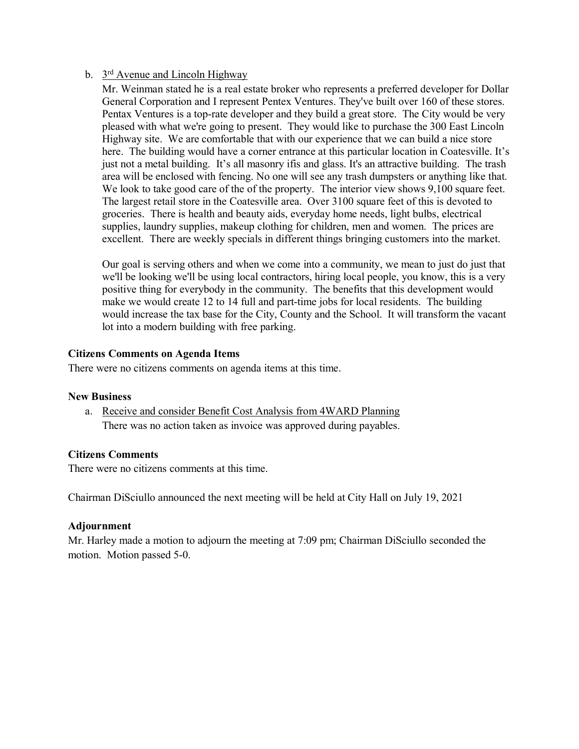b. 3rd Avenue and Lincoln Highway

   Mr. Weinman stated he is a real estate broker who represents a preferred developer for Dollar General Corporation and I represent Pentex Ventures. They've built over 160 of these stores. Pentax Ventures is a top-rate developer and they build a great store. The City would be very pleased with what we're going to present. They would like to purchase the 300 East Lincoln Highway site. We are comfortable that with our experience that we can build a nice store here. The building would have a corner entrance at this particular location in Coatesville. It's just not a metal building. It's all masonry ifis and glass. It's an attractive building. The trash area will be enclosed with fencing. No one will see any trash dumpsters or anything like that. We look to take good care of the of the property. The interior view shows 9,100 square feet. The largest retail store in the Coatesville area. Over 3100 square feet of this is devoted to groceries. There is health and beauty aids, everyday home needs, light bulbs, electrical supplies, laundry supplies, makeup clothing for children, men and women. The prices are excellent. There are weekly specials in different things bringing customers into the market.

   Our goal is serving others and when we come into a community, we mean to just do just that we'll be looking we'll be using local contractors, hiring local people, you know, this is a very positive thing for everybody in the community. The benefits that this development would make we would create 12 to 14 full and part-time jobs for local residents. The building would increase the tax base for the City, County and the School. It will transform the vacant lot into a modern building with free parking.

**Citizens Comments on Agenda Items**

There were no citizens comments on agenda items at this time.

**New Business**

a. Receive and consider Benefit Cost Analysis from 4WARD Planning

   There was no action taken as invoice was approved during payables.

**Citizens Comments**

There were no citizens comments at this time.

Chairman DiSciullo announced the next meeting will be held at City Hall on July 19, 2021

**Adjournment**

Mr. Harley made a motion to adjourn the meeting at 7:09 pm; Chairman DiSciullo seconded the motion. Motion passed 5-0.